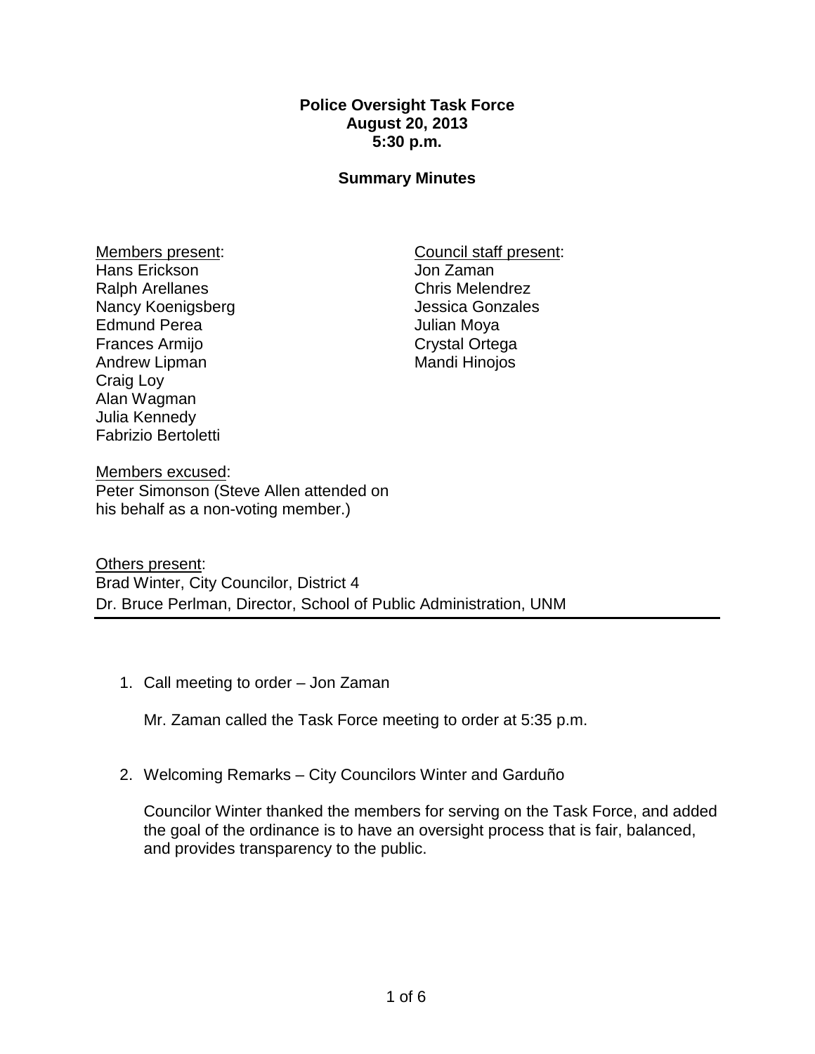**Police Oversight Task Force**
**August 20, 2013**
**5:30 p.m.**

**Summary Minutes**

Members present:
Hans Erickson
Ralph Arellanes
Nancy Koenigsberg
Edmund Perea
Frances Armijo
Andrew Lipman
Craig Loy
Alan Wagman
Julia Kennedy
Fabrizio Bertoletti

Council staff present:
Jon Zaman
Chris Melendrez
Jessica Gonzales
Julian Moya
Crystal Ortega
Mandi Hinojos

Members excused:
Peter Simonson (Steve Allen attended on his behalf as a non-voting member.)

Others present:
Brad Winter, City Councilor, District 4
Dr. Bruce Perlman, Director, School of Public Administration, UNM

---

1. Call meeting to order – Jon Zaman

   Mr. Zaman called the Task Force meeting to order at 5:35 p.m.

2. Welcoming Remarks – City Councilors Winter and Garduño

   Councilor Winter thanked the members for serving on the Task Force, and added the goal of the ordinance is to have an oversight process that is fair, balanced, and provides transparency to the public.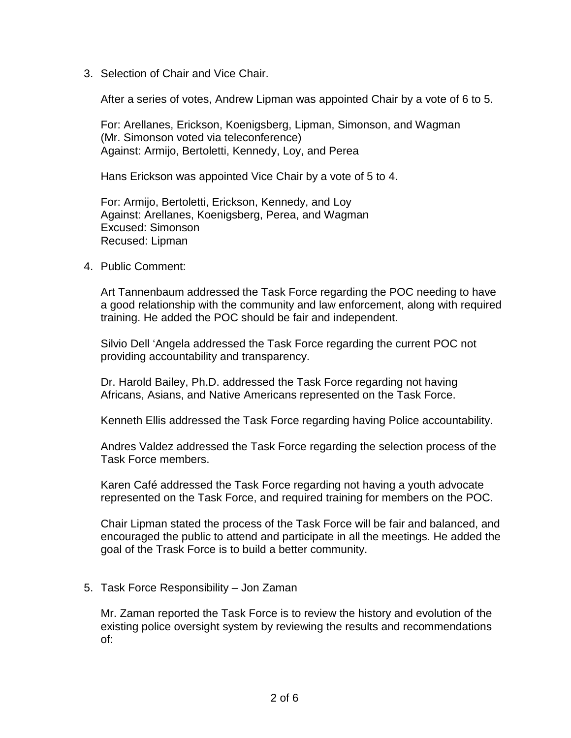3. Selection of Chair and Vice Chair.

   After a series of votes, Andrew Lipman was appointed Chair by a vote of 6 to 5.

   For: Arellanes, Erickson, Koenigsberg, Lipman, Simonson, and Wagman
   (Mr. Simonson voted via teleconference)
   Against: Armijo, Bertoletti, Kennedy, Loy, and Perea

   Hans Erickson was appointed Vice Chair by a vote of 5 to 4.

   For: Armijo, Bertoletti, Erickson, Kennedy, and Loy
   Against: Arellanes, Koenigsberg, Perea, and Wagman
   Excused: Simonson
   Recused: Lipman

4. Public Comment:

   Art Tannenbaum addressed the Task Force regarding the POC needing to have a good relationship with the community and law enforcement, along with required training. He added the POC should be fair and independent.

   Silvio Dell 'Angela addressed the Task Force regarding the current POC not providing accountability and transparency.

   Dr. Harold Bailey, Ph.D. addressed the Task Force regarding not having Africans, Asians, and Native Americans represented on the Task Force.

   Kenneth Ellis addressed the Task Force regarding having Police accountability.

   Andres Valdez addressed the Task Force regarding the selection process of the Task Force members.

   Karen Café addressed the Task Force regarding not having a youth advocate represented on the Task Force, and required training for members on the POC.

   Chair Lipman stated the process of the Task Force will be fair and balanced, and encouraged the public to attend and participate in all the meetings. He added the goal of the Trask Force is to build a better community.

5. Task Force Responsibility – Jon Zaman

   Mr. Zaman reported the Task Force is to review the history and evolution of the existing police oversight system by reviewing the results and recommendations of: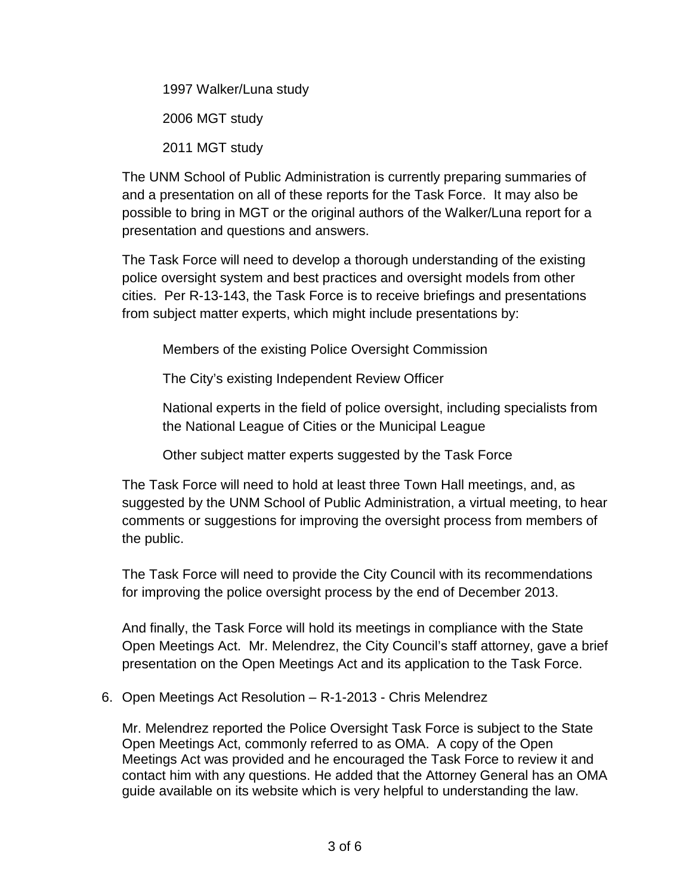1997 Walker/Luna study

2006 MGT study

2011 MGT study

The UNM School of Public Administration is currently preparing summaries of and a presentation on all of these reports for the Task Force. It may also be possible to bring in MGT or the original authors of the Walker/Luna report for a presentation and questions and answers.

The Task Force will need to develop a thorough understanding of the existing police oversight system and best practices and oversight models from other cities. Per R-13-143, the Task Force is to receive briefings and presentations from subject matter experts, which might include presentations by:

Members of the existing Police Oversight Commission

The City's existing Independent Review Officer

National experts in the field of police oversight, including specialists from the National League of Cities or the Municipal League

Other subject matter experts suggested by the Task Force

The Task Force will need to hold at least three Town Hall meetings, and, as suggested by the UNM School of Public Administration, a virtual meeting, to hear comments or suggestions for improving the oversight process from members of the public.

The Task Force will need to provide the City Council with its recommendations for improving the police oversight process by the end of December 2013.

And finally, the Task Force will hold its meetings in compliance with the State Open Meetings Act. Mr. Melendrez, the City Council's staff attorney, gave a brief presentation on the Open Meetings Act and its application to the Task Force.

6. Open Meetings Act Resolution – R-1-2013 - Chris Melendrez

   Mr. Melendrez reported the Police Oversight Task Force is subject to the State Open Meetings Act, commonly referred to as OMA. A copy of the Open Meetings Act was provided and he encouraged the Task Force to review it and contact him with any questions. He added that the Attorney General has an OMA guide available on its website which is very helpful to understanding the law.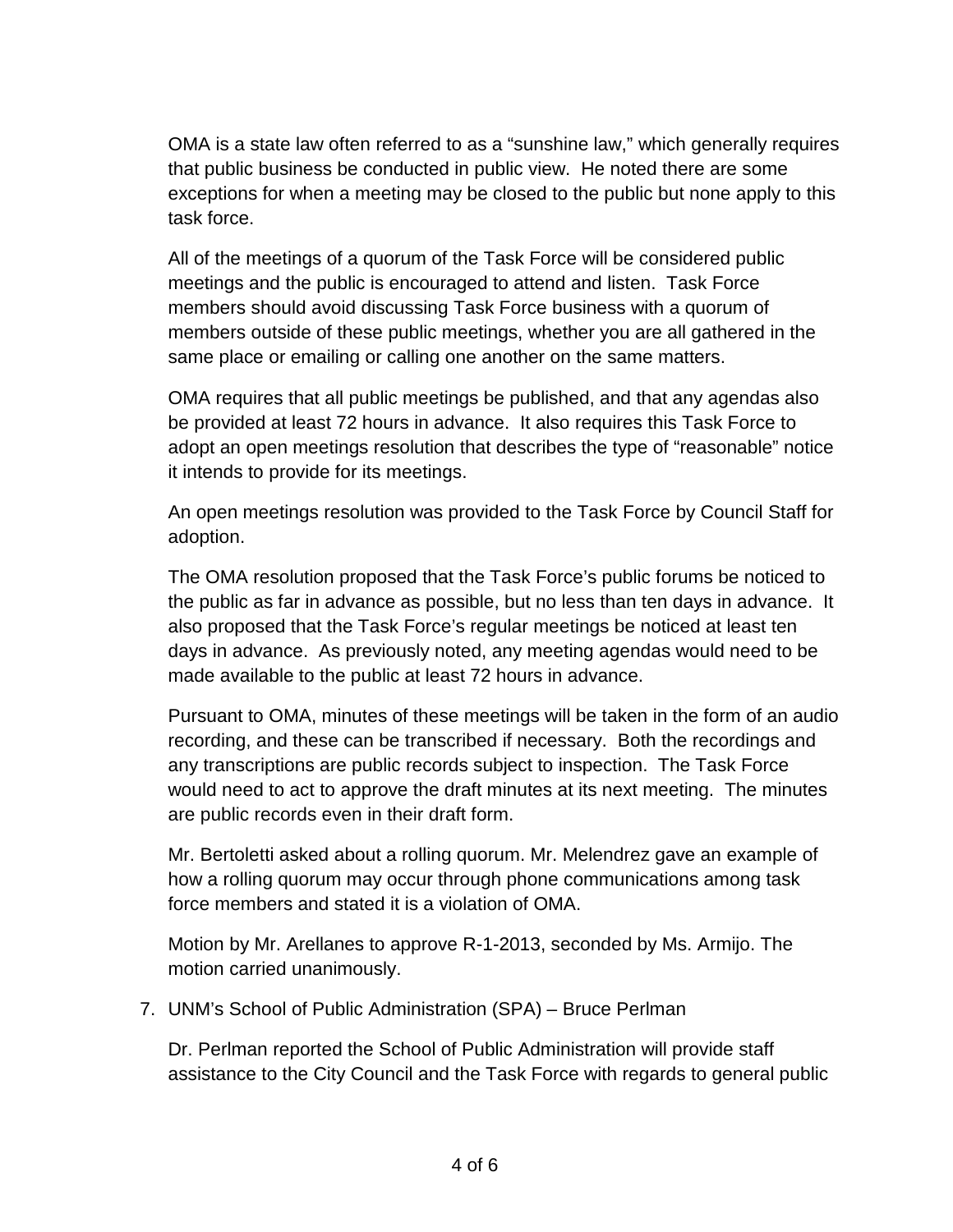OMA is a state law often referred to as a "sunshine law," which generally requires that public business be conducted in public view. He noted there are some exceptions for when a meeting may be closed to the public but none apply to this task force.

All of the meetings of a quorum of the Task Force will be considered public meetings and the public is encouraged to attend and listen. Task Force members should avoid discussing Task Force business with a quorum of members outside of these public meetings, whether you are all gathered in the same place or emailing or calling one another on the same matters.

OMA requires that all public meetings be published, and that any agendas also be provided at least 72 hours in advance. It also requires this Task Force to adopt an open meetings resolution that describes the type of "reasonable" notice it intends to provide for its meetings.

An open meetings resolution was provided to the Task Force by Council Staff for adoption.

The OMA resolution proposed that the Task Force's public forums be noticed to the public as far in advance as possible, but no less than ten days in advance. It also proposed that the Task Force's regular meetings be noticed at least ten days in advance. As previously noted, any meeting agendas would need to be made available to the public at least 72 hours in advance.

Pursuant to OMA, minutes of these meetings will be taken in the form of an audio recording, and these can be transcribed if necessary. Both the recordings and any transcriptions are public records subject to inspection. The Task Force would need to act to approve the draft minutes at its next meeting. The minutes are public records even in their draft form.

Mr. Bertoletti asked about a rolling quorum. Mr. Melendrez gave an example of how a rolling quorum may occur through phone communications among task force members and stated it is a violation of OMA.

Motion by Mr. Arellanes to approve R-1-2013, seconded by Ms. Armijo. The motion carried unanimously.

7. UNM's School of Public Administration (SPA) – Bruce Perlman

   Dr. Perlman reported the School of Public Administration will provide staff assistance to the City Council and the Task Force with regards to general public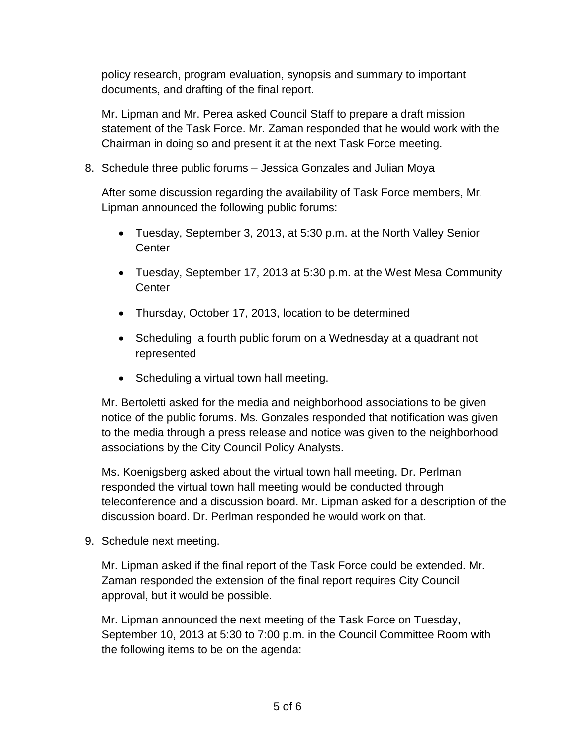policy research, program evaluation, synopsis and summary to important documents, and drafting of the final report.

Mr. Lipman and Mr. Perea asked Council Staff to prepare a draft mission statement of the Task Force. Mr. Zaman responded that he would work with the Chairman in doing so and present it at the next Task Force meeting.

8. Schedule three public forums – Jessica Gonzales and Julian Moya

   After some discussion regarding the availability of Task Force members, Mr. Lipman announced the following public forums:

   - Tuesday, September 3, 2013, at 5:30 p.m. at the North Valley Senior Center
   - Tuesday, September 17, 2013 at 5:30 p.m. at the West Mesa Community Center
   - Thursday, October 17, 2013, location to be determined
   - Scheduling a fourth public forum on a Wednesday at a quadrant not represented
   - Scheduling a virtual town hall meeting.

   Mr. Bertoletti asked for the media and neighborhood associations to be given notice of the public forums. Ms. Gonzales responded that notification was given to the media through a press release and notice was given to the neighborhood associations by the City Council Policy Analysts.

   Ms. Koenigsberg asked about the virtual town hall meeting. Dr. Perlman responded the virtual town hall meeting would be conducted through teleconference and a discussion board. Mr. Lipman asked for a description of the discussion board. Dr. Perlman responded he would work on that.

9. Schedule next meeting.

   Mr. Lipman asked if the final report of the Task Force could be extended. Mr. Zaman responded the extension of the final report requires City Council approval, but it would be possible.

   Mr. Lipman announced the next meeting of the Task Force on Tuesday, September 10, 2013 at 5:30 to 7:00 p.m. in the Council Committee Room with the following items to be on the agenda: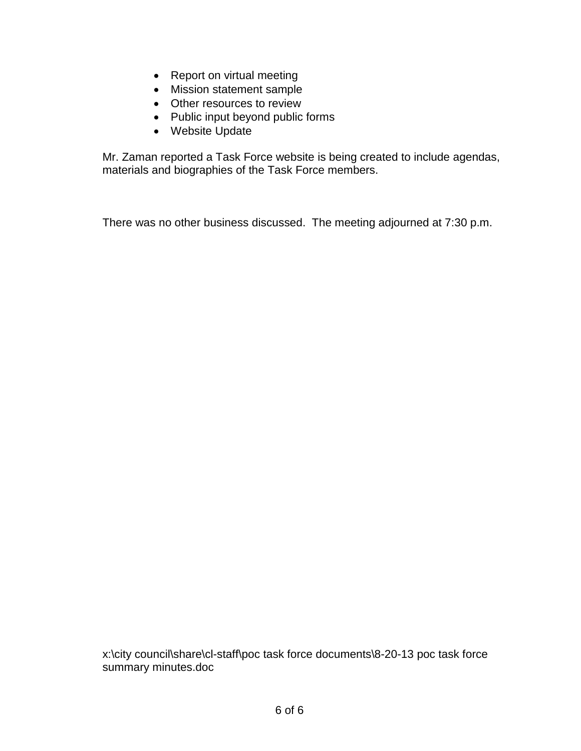- Report on virtual meeting
- Mission statement sample
- Other resources to review
- Public input beyond public forms
- Website Update

Mr. Zaman reported a Task Force website is being created to include agendas, materials and biographies of the Task Force members.

There was no other business discussed. The meeting adjourned at 7:30 p.m.

x:\city council\share\cl-staff\poc task force documents\8-20-13 poc task force summary minutes.doc